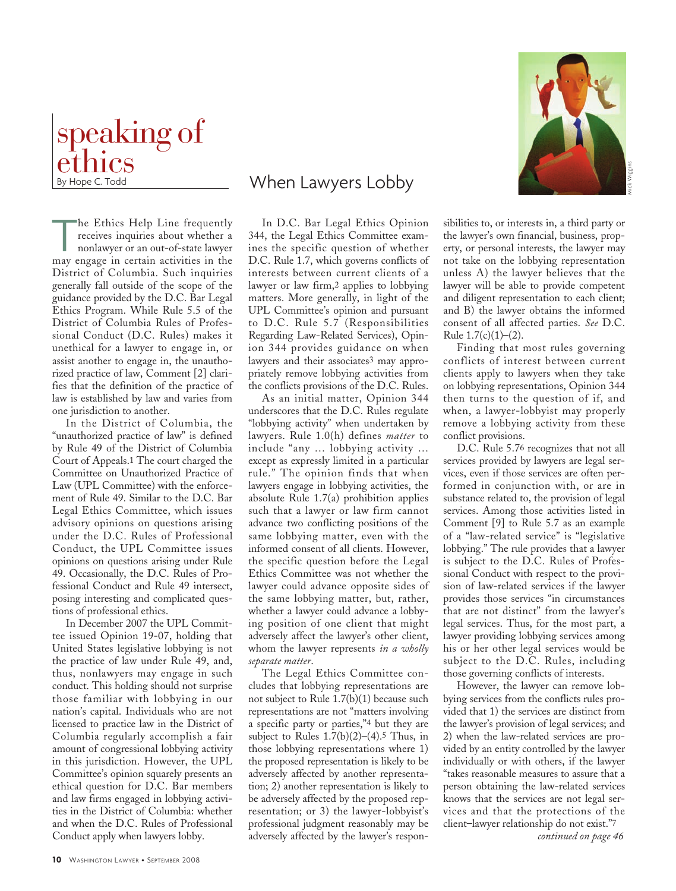# speaking of ethics

By Hope C. Todd

## When Lawyers Lobby

The Ethics Help Line frequently receives inquiries about whether a nonlawyer or an out-of-state lawyer may engage in certain activities in the District of Columbia. Such inquiries generally fall outside of the scope of the guidance provided by the D.C. Bar Legal Ethics Program. While Rule 5.5 of the District of Columbia Rules of Professional Conduct (D.C. Rules) makes it unethical for a lawyer to engage in, or assist another to engage in, the unauthorized practice of law, Comment [2] clarifies that the definition of the practice of law is established by law and varies from one jurisdiction to another.

In the District of Columbia, the "unauthorized practice of law" is defined by Rule 49 of the District of Columbia Court of Appeals.[1] The court charged the Committee on Unauthorized Practice of Law (UPL Committee) with the enforcement of Rule 49. Similar to the D.C. Bar Legal Ethics Committee, which issues advisory opinions on questions arising under the D.C. Rules of Professional Conduct, the UPL Committee issues opinions on questions arising under Rule 49. Occasionally, the D.C. Rules of Professional Conduct and Rule 49 intersect, posing interesting and complicated questions of professional ethics.

In December 2007 the UPL Committee issued Opinion 19-07, holding that United States legislative lobbying is not the practice of law under Rule 49, and, thus, nonlawyers may engage in such conduct. This holding should not surprise those familiar with lobbying in our nation's capital. Individuals who are not licensed to practice law in the District of Columbia regularly accomplish a fair amount of congressional lobbying activity in this jurisdiction. However, the UPL Committee's opinion squarely presents an ethical question for D.C. Bar members and law firms engaged in lobbying activities in the District of Columbia: whether and when the D.C. Rules of Professional Conduct apply when lawyers lobby.

In D.C. Bar Legal Ethics Opinion 344, the Legal Ethics Committee examines the specific question of whether D.C. Rule 1.7, which governs conflicts of interests between current clients of a lawyer or law firm,[2] applies to lobbying matters. More generally, in light of the UPL Committee's opinion and pursuant to D.C. Rule 5.7 (Responsibilities Regarding Law-Related Services), Opinion 344 provides guidance on when lawyers and their associates[3] may appropriately remove lobbying activities from the conflicts provisions of the D.C. Rules.

As an initial matter, Opinion 344 underscores that the D.C. Rules regulate "lobbying activity" when undertaken by lawyers. Rule 1.0(h) defines *matter* to include "any … lobbying activity … except as expressly limited in a particular rule." The opinion finds that when lawyers engage in lobbying activities, the absolute Rule 1.7(a) prohibition applies such that a lawyer or law firm cannot advance two conflicting positions of the same lobbying matter, even with the informed consent of all clients. However, the specific question before the Legal Ethics Committee was not whether the lawyer could advance opposite sides of the same lobbying matter, but, rather, whether a lawyer could advance a lobbying position of one client that might adversely affect the lawyer's other client, whom the lawyer represents *in a wholly separate matter*.

The Legal Ethics Committee concludes that lobbying representations are not subject to Rule 1.7(b)(1) because such representations are not "matters involving a specific party or parties,"[4] but they are subject to Rules 1.7(b)(2)–(4).[5] Thus, in those lobbying representations where 1) the proposed representation is likely to be adversely affected by another representation; 2) another representation is likely to be adversely affected by the proposed representation; or 3) the lawyer-lobbyist's professional judgment reasonably may be adversely affected by the lawyer's responsibilities to, or interests in, a third party or the lawyer's own financial, business, property, or personal interests, the lawyer may not take on the lobbying representation unless A) the lawyer believes that the lawyer will be able to provide competent and diligent representation to each client; and B) the lawyer obtains the informed consent of all affected parties. *See* D.C. Rule 1.7(c)(1)–(2).

Finding that most rules governing conflicts of interest between current clients apply to lawyers when they take on lobbying representations, Opinion 344 then turns to the question of if, and when, a lawyer-lobbyist may properly remove a lobbying activity from these conflict provisions.

D.C. Rule 5.7[6] recognizes that not all services provided by lawyers are legal services, even if those services are often performed in conjunction with, or are in substance related to, the provision of legal services. Among those activities listed in Comment [9] to Rule 5.7 as an example of a "law-related service" is "legislative lobbying." The rule provides that a lawyer is subject to the D.C. Rules of Professional Conduct with respect to the provision of law-related services if the lawyer provides those services "in circumstances that are not distinct" from the lawyer's legal services. Thus, for the most part, a lawyer providing lobbying services among his or her other legal services would be subject to the D.C. Rules, including those governing conflicts of interests.

However, the lawyer can remove lobbying services from the conflicts rules provided that 1) the services are distinct from the lawyer's provision of legal services; and 2) when the law-related services are provided by an entity controlled by the lawyer individually or with others, if the lawyer "takes reasonable measures to assure that a person obtaining the law-related services knows that the services are not legal services and that the protections of the client–lawyer relationship do not exist."[7]

*continued on page 46*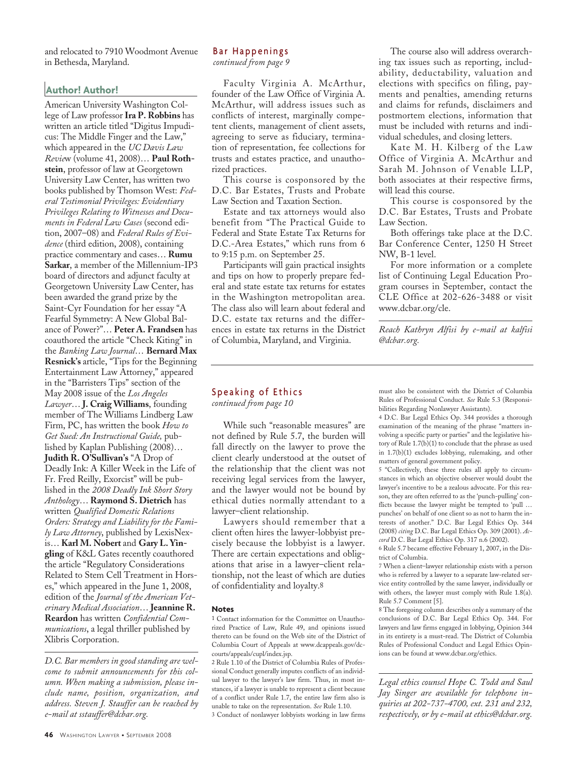and relocated to 7910 Woodmont Avenue in Bethesda, Maryland.

## Author! Author!

American University Washington College of Law professor **Ira P. Robbins** has written an article titled "Digitus Impudicus: The Middle Finger and the Law," which appeared in the *UC Davis Law Review* (volume 41, 2008)… **Paul Rothstein**, professor of law at Georgetown University Law Center, has written two books published by Thomson West: *Federal Testimonial Privileges: Evidentiary Privileges Relating to Witnesses and Documents in Federal Law Cases* (second edition, 2007–08) and *Federal Rules of Evidence* (third edition, 2008), containing practice commentary and cases… **Rumu Sarkar**, a member of the Millennium-IP3 board of directors and adjunct faculty at Georgetown University Law Center, has been awarded the grand prize by the Saint-Cyr Foundation for her essay "A Fearful Symmetry: A New Global Balance of Power?"… **Peter A. Frandsen** has coauthored the article "Check Kiting" in the *Banking Law Journal*… **Bernard Max Resnick's** article, "Tips for the Beginning Entertainment Law Attorney," appeared in the "Barristers Tips" section of the May 2008 issue of the *Los Angeles Lawyer*… **J. Craig Williams**, founding member of The Williams Lindberg Law Firm, PC, has written the book *How to Get Sued: An Instructional Guide,* published by Kaplan Publishing (2008)… **Judith R. O'Sullivan's** "A Drop of Deadly Ink: A Killer Week in the Life of Fr. Fred Reilly, Exorcist" will be published in the *2008 Deadly Ink Short Story Anthology*… **Raymond S. Dietrich** has written *Qualified Domestic Relations Orders: Strategy and Liability for the Family Law Attorney*, published by LexisNexis… **Karl M. Nobert** and **Gary L. Yingling** of K&L Gates recently coauthored the article "Regulatory Considerations Related to Stem Cell Treatment in Horses," which appeared in the June 1, 2008, edition of the *Journal of the American Veterinary Medical Association*… **Jeannine R. Reardon** has written *Confidential Communications*, a legal thriller published by Xlibris Corporation.

*D.C. Bar members in good standing are welcome to submit announcements for this column. When making a submission, please include name, position, organization, and address. Steven J. Stauffer can be reached by e-mail at sstauffer@dcbar.org.*

## Bar Happenings

*continued from page 9*

Faculty Virginia A. McArthur, founder of the Law Office of Virginia A. McArthur, will address issues such as conflicts of interest, marginally competent clients, management of client assets, agreeing to serve as fiduciary, termination of representation, fee collections for trusts and estates practice, and unauthorized practices.

This course is cosponsored by the D.C. Bar Estates, Trusts and Probate Law Section and Taxation Section.

Estate and tax attorneys would also benefit from "The Practical Guide to Federal and State Estate Tax Returns for D.C.-Area Estates," which runs from 6 to 9:15 p.m. on September 25.

Participants will gain practical insights and tips on how to properly prepare federal and state estate tax returns for estates in the Washington metropolitan area. The class also will learn about federal and D.C. estate tax returns and the differences in estate tax returns in the District of Columbia, Maryland, and Virginia.

The course also will address overarching tax issues such as reporting, includability, deductability, valuation and elections with specifics on filing, payments and penalties, amending returns and claims for refunds, disclaimers and postmortem elections, information that must be included with returns and individual schedules, and closing letters.

Kate M. H. Kilberg of the Law Office of Virginia A. McArthur and Sarah M. Johnson of Venable LLP, both associates at their respective firms, will lead this course.

This course is cosponsored by the D.C. Bar Estates, Trusts and Probate Law Section.

Both offerings take place at the D.C. Bar Conference Center, 1250 H Street NW, B-1 level.

For more information or a complete list of Continuing Legal Education Program courses in September, contact the CLE Office at 202-626-3488 or visit www.dcbar.org/cle.

*Reach Kathryn Alfisi by e-mail at kalfisi@dcbar.org.*

## Speaking of Ethics

*continued from page 10*

While such "reasonable measures" are not defined by Rule 5.7, the burden will fall directly on the lawyer to prove the client clearly understood at the outset of the relationship that the client was not receiving legal services from the lawyer, and the lawyer would not be bound by ethical duties normally attendant to a lawyer–client relationship.

Lawyers should remember that a client often hires the lawyer-lobbyist precisely because the lobbyist is a lawyer. There are certain expectations and obligations that arise in a lawyer–client relationship, not the least of which are duties of confidentiality and loyalty.[8]

### Notes

1 Contact information for the Committee on Unauthorized Practice of Law, Rule 49, and opinions issued thereto can be found on the Web site of the District of Columbia Court of Appeals at www.dcappeals.gov/dccourts/appeals/cupl/index.jsp.

2 Rule 1.10 of the District of Columbia Rules of Professional Conduct generally imputes conflicts of an individual lawyer to the lawyer's law firm. Thus, in most instances, if a lawyer is unable to represent a client because of a conflict under Rule 1.7, the entire law firm also is unable to take on the representation. *See* Rule 1.10.

3 Conduct of nonlawyer lobbyists working in law firms must also be consistent with the District of Columbia Rules of Professional Conduct. *See* Rule 5.3 (Responsibilities Regarding Nonlawyer Assistants).

4 D.C. Bar Legal Ethics Op. 344 provides a thorough examination of the meaning of the phrase "matters involving a specific party or parties" and the legislative history of Rule 1.7(b)(1) to conclude that the phrase as used in 1.7(b)(1) excludes lobbying, rulemaking, and other matters of general government policy.

5 "Collectively, these three rules all apply to circumstances in which an objective observer would doubt the lawyer's incentive to be a zealous advocate. For this reason, they are often referred to as the 'punch-pulling' conflicts because the lawyer might be tempted to 'pull … punches' on behalf of one client so as not to harm the interests of another." D.C. Bar Legal Ethics Op. 344 (2008) *citing* D.C. Bar Legal Ethics Op. 309 (2001). *Accord* D.C. Bar Legal Ethics Op. 317 n.6 (2002).

6 Rule 5.7 became effective February 1, 2007, in the District of Columbia.

7 When a client–lawyer relationship exists with a person who is referred by a lawyer to a separate law-related service entity controlled by the same lawyer, individually or with others, the lawyer must comply with Rule 1.8(a). Rule 5.7 Comment [5].

8 The foregoing column describes only a summary of the conclusions of D.C. Bar Legal Ethics Op. 344. For lawyers and law firms engaged in lobbying, Opinion 344 in its entirety is a must-read. The District of Columbia Rules of Professional Conduct and Legal Ethics Opinions can be found at www.dcbar.org/ethics.

*Legal ethics counsel Hope C. Todd and Saul Jay Singer are available for telephone inquiries at 202-737-4700, ext. 231 and 232, respectively, or by e-mail at ethics@dcbar.org.*